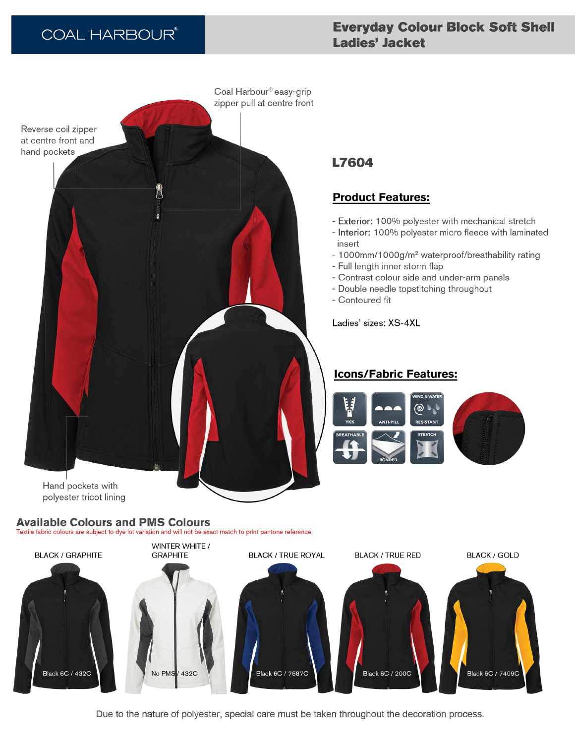COAL HARBOUR®

# Everyday Colour Block Soft Shell Ladies' Jacket

Coal Harbour® easy-grip zipper pull at centre front

Reverse coil zipper at centre front and hand pockets

Hand pockets with polyester tricot lining

## L7604

### Product Features:

- **Exterior:** 100% polyester with mechanical stretch
- **Interior:** 100% polyester micro fleece with laminated insert
- 1000mm/1000g/m² waterproof/breathability rating
- Full length inner storm flap
- Contrast colour side and under-arm panels
- Double needle topstitching throughout
- Contoured fit

Ladies' sizes: XS-4XL

### Icons/Fabric Features:

YKK | ANTI-PILL | WIND & WATER RESISTANT | BREATHABLE | BONDED | STRETCH

## Available Colours and PMS Colours

Textile fabric colours are subject to dye lot variation and will not be exact match to print pantone reference

| Colour | PMS |
|---|---|
| BLACK / GRAPHITE | Black 6C / 432C |
| WINTER WHITE / GRAPHITE | No PMS / 432C |
| BLACK / TRUE ROYAL | Black 6C / 7687C |
| BLACK / TRUE RED | Black 6C / 200C |
| BLACK / GOLD | Black 6C / 7409C |

Due to the nature of polyester, special care must be taken throughout the decoration process.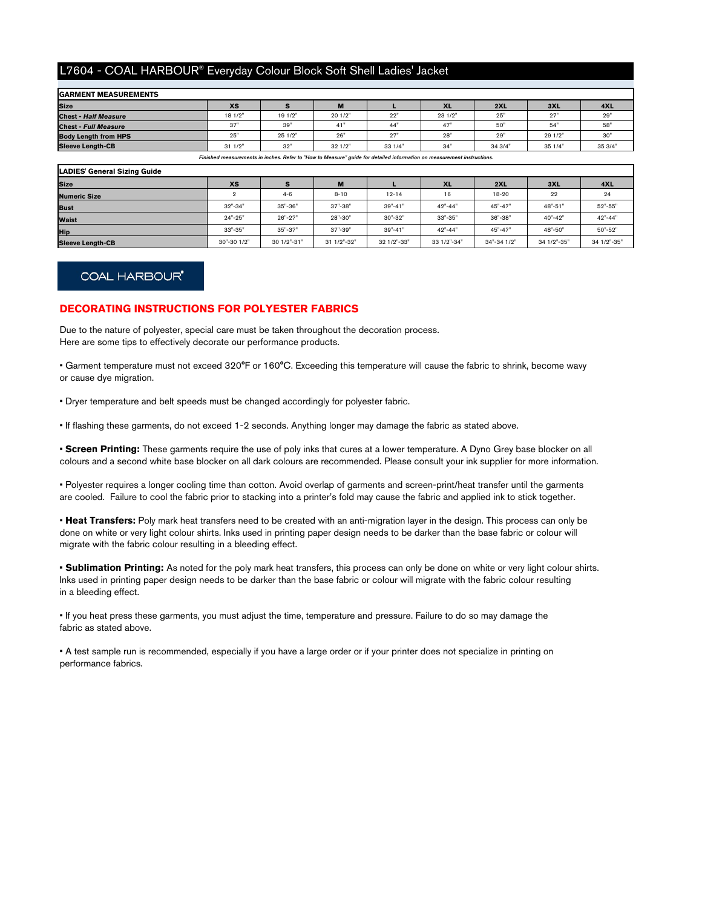# L7604 - COAL HARBOUR® Everyday Colour Block Soft Shell Ladies' Jacket

**GARMENT MEASUREMENTS**

| Size | XS | S | M | L | XL | 2XL | 3XL | 4XL |
|---|---|---|---|---|---|---|---|---|
| Chest - *Half Measure* | 18 1/2" | 19 1/2" | 20 1/2" | 22" | 23 1/2" | 25" | 27" | 29" |
| Chest - *Full Measure* | 37" | 39" | 41" | 44" | 47" | 50" | 54" | 58" |
| Body Length from HPS | 25" | 25 1/2" | 26" | 27" | 28" | 29" | 29 1/2" | 30" |
| Sleeve Length-CB | 31 1/2" | 32" | 32 1/2" | 33 1/4" | 34" | 34 3/4" | 35 1/4" | 35 3/4" |

*Finished measurements in inches. Refer to "How to Measure" guide for detailed information on measurement instructions.*

**LADIES' General Sizing Guide**

| Size | XS | S | M | L | XL | 2XL | 3XL | 4XL |
|---|---|---|---|---|---|---|---|---|
| Numeric Size | 2 | 4-6 | 8-10 | 12-14 | 16 | 18-20 | 22 | 24 |
| Bust | 32"-34" | 35"-36" | 37"-38" | 39"-41" | 42"-44" | 45"-47" | 48"-51" | 52"-55" |
| Waist | 24"-25" | 26"-27" | 28"-30" | 30"-32" | 33"-35" | 36"-38" | 40"-42" | 42"-44" |
| Hip | 33"-35" | 35"-37" | 37"-39" | 39"-41" | 42"-44" | 45"-47" | 48"-50" | 50"-52" |
| Sleeve Length-CB | 30"-30 1/2" | 30 1/2"-31" | 31 1/2"-32" | 32 1/2"-33" | 33 1/2"-34" | 34"-34 1/2" | 34 1/2"-35" | 34 1/2"-35" |

COAL HARBOUR®

## DECORATING INSTRUCTIONS FOR POLYESTER FABRICS

Due to the nature of polyester, special care must be taken throughout the decoration process.
Here are some tips to effectively decorate our performance products.

- Garment temperature must not exceed 320°F or 160°C. Exceeding this temperature will cause the fabric to shrink, become wavy or cause dye migration.

- Dryer temperature and belt speeds must be changed accordingly for polyester fabric.

- If flashing these garments, do not exceed 1-2 seconds. Anything longer may damage the fabric as stated above.

- **Screen Printing:** These garments require the use of poly inks that cures at a lower temperature. A Dyno Grey base blocker on all colours and a second white base blocker on all dark colours are recommended. Please consult your ink supplier for more information.

- Polyester requires a longer cooling time than cotton. Avoid overlap of garments and screen-print/heat transfer until the garments are cooled. Failure to cool the fabric prior to stacking into a printer's fold may cause the fabric and applied ink to stick together.

- **Heat Transfers:** Poly mark heat transfers need to be created with an anti-migration layer in the design. This process can only be done on white or very light colour shirts. Inks used in printing paper design needs to be darker than the base fabric or colour will migrate with the fabric colour resulting in a bleeding effect.

- **Sublimation Printing:** As noted for the poly mark heat transfers, this process can only be done on white or very light colour shirts. Inks used in printing paper design needs to be darker than the base fabric or colour will migrate with the fabric colour resulting in a bleeding effect.

- If you heat press these garments, you must adjust the time, temperature and pressure. Failure to do so may damage the fabric as stated above.

- A test sample run is recommended, especially if you have a large order or if your printer does not specialize in printing on performance fabrics.